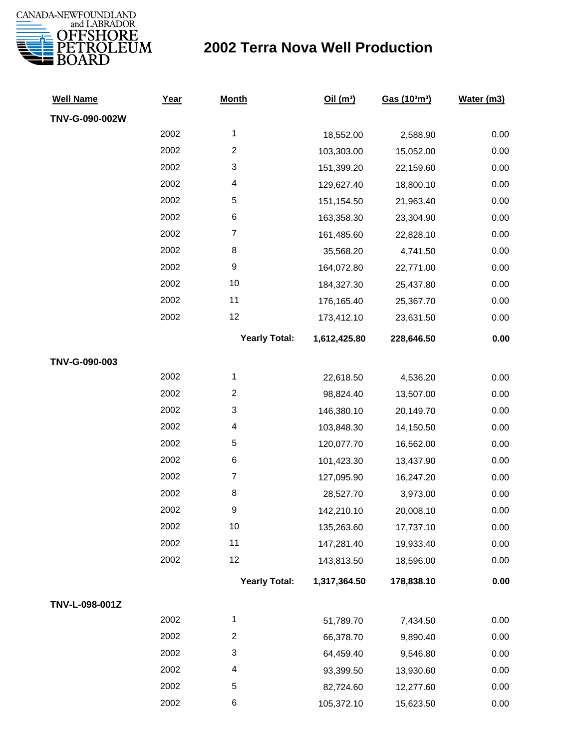CANADA-NEWFOUNDLAND and LABRADOR OFFSHORE PETROLEUM BOARD

# 2002 Terra Nova Well Production

| Well Name | Year | Month | Oil ($m^3$) | Gas ($10^3m^3$) | Water (m3) |
|---|---|---|---|---|---|
| **TNV-G-090-002W** | | | | | |
| | 2002 | 1 | 18,552.00 | 2,588.90 | 0.00 |
| | 2002 | 2 | 103,303.00 | 15,052.00 | 0.00 |
| | 2002 | 3 | 151,399.20 | 22,159.60 | 0.00 |
| | 2002 | 4 | 129,627.40 | 18,800.10 | 0.00 |
| | 2002 | 5 | 151,154.50 | 21,963.40 | 0.00 |
| | 2002 | 6 | 163,358.30 | 23,304.90 | 0.00 |
| | 2002 | 7 | 161,485.60 | 22,828.10 | 0.00 |
| | 2002 | 8 | 35,568.20 | 4,741.50 | 0.00 |
| | 2002 | 9 | 164,072.80 | 22,771.00 | 0.00 |
| | 2002 | 10 | 184,327.30 | 25,437.80 | 0.00 |
| | 2002 | 11 | 176,165.40 | 25,367.70 | 0.00 |
| | 2002 | 12 | 173,412.10 | 23,631.50 | 0.00 |
| | | **Yearly Total:** | **1,612,425.80** | **228,646.50** | **0.00** |
| **TNV-G-090-003** | | | | | |
| | 2002 | 1 | 22,618.50 | 4,536.20 | 0.00 |
| | 2002 | 2 | 98,824.40 | 13,507.00 | 0.00 |
| | 2002 | 3 | 146,380.10 | 20,149.70 | 0.00 |
| | 2002 | 4 | 103,848.30 | 14,150.50 | 0.00 |
| | 2002 | 5 | 120,077.70 | 16,562.00 | 0.00 |
| | 2002 | 6 | 101,423.30 | 13,437.90 | 0.00 |
| | 2002 | 7 | 127,095.90 | 16,247.20 | 0.00 |
| | 2002 | 8 | 28,527.70 | 3,973.00 | 0.00 |
| | 2002 | 9 | 142,210.10 | 20,008.10 | 0.00 |
| | 2002 | 10 | 135,263.60 | 17,737.10 | 0.00 |
| | 2002 | 11 | 147,281.40 | 19,933.40 | 0.00 |
| | 2002 | 12 | 143,813.50 | 18,596.00 | 0.00 |
| | | **Yearly Total:** | **1,317,364.50** | **178,838.10** | **0.00** |
| **TNV-L-098-001Z** | | | | | |
| | 2002 | 1 | 51,789.70 | 7,434.50 | 0.00 |
| | 2002 | 2 | 66,378.70 | 9,890.40 | 0.00 |
| | 2002 | 3 | 64,459.40 | 9,546.80 | 0.00 |
| | 2002 | 4 | 93,399.50 | 13,930.60 | 0.00 |
| | 2002 | 5 | 82,724.60 | 12,277.60 | 0.00 |
| | 2002 | 6 | 105,372.10 | 15,623.50 | 0.00 |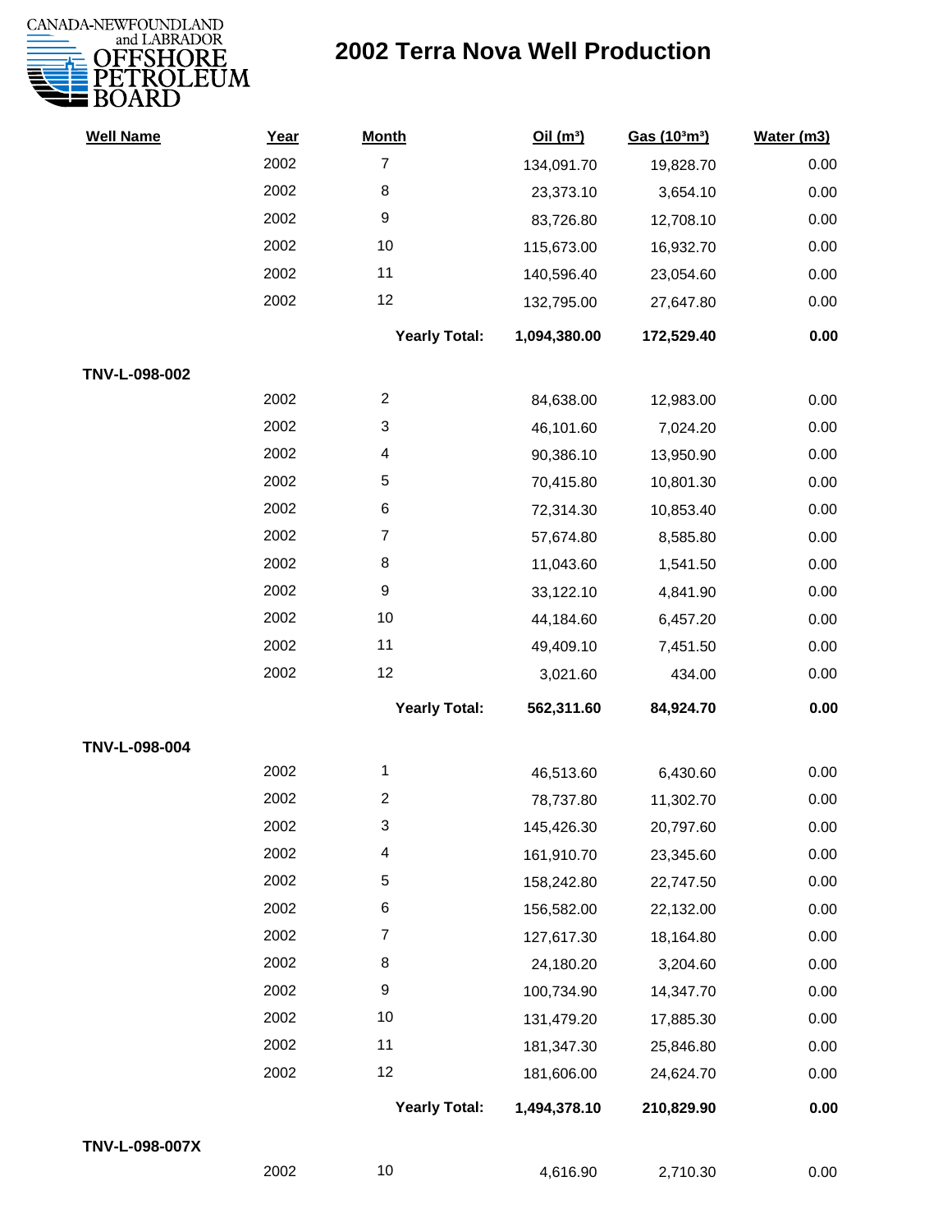# 2002 Terra Nova Well Production

| Well Name | Year | Month | Oil ($m^3$) | Gas ($10^3m^3$) | Water (m3) |
|---|---|---|---|---|---|
| | 2002 | 7 | 134,091.70 | 19,828.70 | 0.00 |
| | 2002 | 8 | 23,373.10 | 3,654.10 | 0.00 |
| | 2002 | 9 | 83,726.80 | 12,708.10 | 0.00 |
| | 2002 | 10 | 115,673.00 | 16,932.70 | 0.00 |
| | 2002 | 11 | 140,596.40 | 23,054.60 | 0.00 |
| | 2002 | 12 | 132,795.00 | 27,647.80 | 0.00 |
| | | **Yearly Total:** | **1,094,380.00** | **172,529.40** | **0.00** |
| **TNV-L-098-002** | | | | | |
| | 2002 | 2 | 84,638.00 | 12,983.00 | 0.00 |
| | 2002 | 3 | 46,101.60 | 7,024.20 | 0.00 |
| | 2002 | 4 | 90,386.10 | 13,950.90 | 0.00 |
| | 2002 | 5 | 70,415.80 | 10,801.30 | 0.00 |
| | 2002 | 6 | 72,314.30 | 10,853.40 | 0.00 |
| | 2002 | 7 | 57,674.80 | 8,585.80 | 0.00 |
| | 2002 | 8 | 11,043.60 | 1,541.50 | 0.00 |
| | 2002 | 9 | 33,122.10 | 4,841.90 | 0.00 |
| | 2002 | 10 | 44,184.60 | 6,457.20 | 0.00 |
| | 2002 | 11 | 49,409.10 | 7,451.50 | 0.00 |
| | 2002 | 12 | 3,021.60 | 434.00 | 0.00 |
| | | **Yearly Total:** | **562,311.60** | **84,924.70** | **0.00** |
| **TNV-L-098-004** | | | | | |
| | 2002 | 1 | 46,513.60 | 6,430.60 | 0.00 |
| | 2002 | 2 | 78,737.80 | 11,302.70 | 0.00 |
| | 2002 | 3 | 145,426.30 | 20,797.60 | 0.00 |
| | 2002 | 4 | 161,910.70 | 23,345.60 | 0.00 |
| | 2002 | 5 | 158,242.80 | 22,747.50 | 0.00 |
| | 2002 | 6 | 156,582.00 | 22,132.00 | 0.00 |
| | 2002 | 7 | 127,617.30 | 18,164.80 | 0.00 |
| | 2002 | 8 | 24,180.20 | 3,204.60 | 0.00 |
| | 2002 | 9 | 100,734.90 | 14,347.70 | 0.00 |
| | 2002 | 10 | 131,479.20 | 17,885.30 | 0.00 |
| | 2002 | 11 | 181,347.30 | 25,846.80 | 0.00 |
| | 2002 | 12 | 181,606.00 | 24,624.70 | 0.00 |
| | | **Yearly Total:** | **1,494,378.10** | **210,829.90** | **0.00** |
| **TNV-L-098-007X** | | | | | |
| | 2002 | 10 | 4,616.90 | 2,710.30 | 0.00 |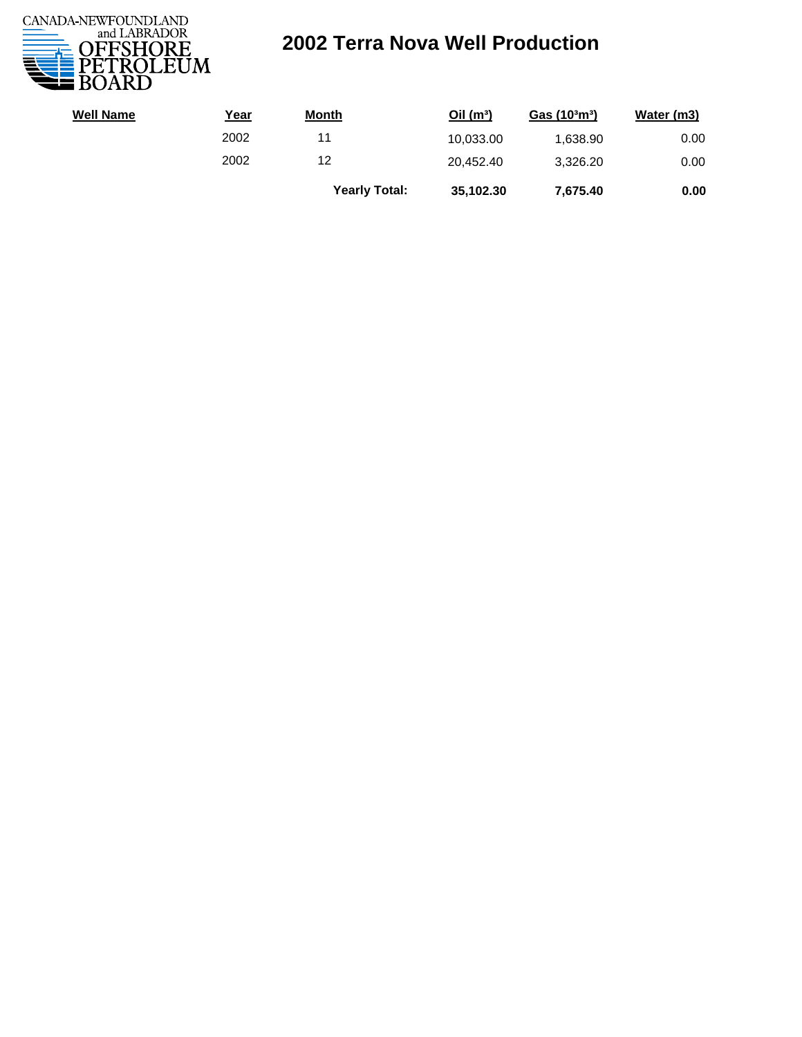CANADA-NEWFOUNDLAND and LABRADOR OFFSHORE PETROLEUM BOARD

# 2002 Terra Nova Well Production

| Well Name | Year | Month | Oil ($m^3$) | Gas ($10^3m^3$) | Water (m3) |
|---|---|---|---|---|---|
| | 2002 | 11 | 10,033.00 | 1,638.90 | 0.00 |
| | 2002 | 12 | 20,452.40 | 3,326.20 | 0.00 |
| | | **Yearly Total:** | **35,102.30** | **7,675.40** | **0.00** |